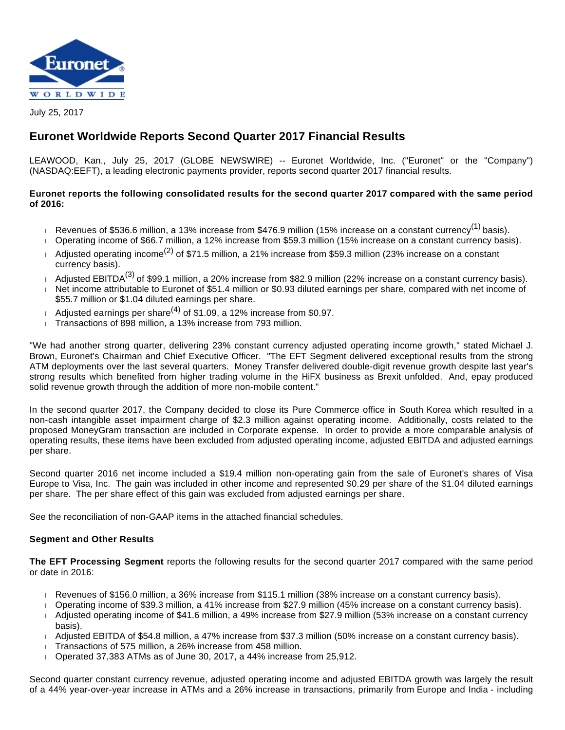July 25, 2017

## Euronet Worldwide Reports Second Quarter 2017 Financial Results

LEAWOOD, Kan., July 25, 2017 (GLOBE NEWSWIRE) -- Euronet Worldwide, Inc. ("Euronet" or the "Company") (NASDAQ:EEFT), a leading electronic payments provider, reports second quarter 2017 financial results.

**Euronet reports the following consolidated results for the second quarter 2017 compared with the same period of 2016:**

- Revenues of $536.6 million, a 13% increase from $476.9 million (15% increase on a constant currency[1] basis).
- Operating income of $66.7 million, a 12% increase from $59.3 million (15% increase on a constant currency basis).
- Adjusted operating income[2] of $71.5 million, a 21% increase from $59.3 million (23% increase on a constant currency basis).
- Adjusted EBITDA[3] of $99.1 million, a 20% increase from $82.9 million (22% increase on a constant currency basis).
- Net income attributable to Euronet of $51.4 million or $0.93 diluted earnings per share, compared with net income of $55.7 million or $1.04 diluted earnings per share.
- Adjusted earnings per share[4] of $1.09, a 12% increase from $0.97.
- Transactions of 898 million, a 13% increase from 793 million.

"We had another strong quarter, delivering 23% constant currency adjusted operating income growth," stated Michael J. Brown, Euronet's Chairman and Chief Executive Officer. "The EFT Segment delivered exceptional results from the strong ATM deployments over the last several quarters. Money Transfer delivered double-digit revenue growth despite last year's strong results which benefited from higher trading volume in the HiFX business as Brexit unfolded. And, epay produced solid revenue growth through the addition of more non-mobile content."

In the second quarter 2017, the Company decided to close its Pure Commerce office in South Korea which resulted in a non-cash intangible asset impairment charge of $2.3 million against operating income. Additionally, costs related to the proposed MoneyGram transaction are included in Corporate expense. In order to provide a more comparable analysis of operating results, these items have been excluded from adjusted operating income, adjusted EBITDA and adjusted earnings per share.

Second quarter 2016 net income included a $19.4 million non-operating gain from the sale of Euronet's shares of Visa Europe to Visa, Inc. The gain was included in other income and represented $0.29 per share of the $1.04 diluted earnings per share. The per share effect of this gain was excluded from adjusted earnings per share.

See the reconciliation of non-GAAP items in the attached financial schedules.

### Segment and Other Results

**The EFT Processing Segment** reports the following results for the second quarter 2017 compared with the same period or date in 2016:

- Revenues of $156.0 million, a 36% increase from $115.1 million (38% increase on a constant currency basis).
- Operating income of $39.3 million, a 41% increase from $27.9 million (45% increase on a constant currency basis).
- Adjusted operating income of $41.6 million, a 49% increase from $27.9 million (53% increase on a constant currency basis).
- Adjusted EBITDA of $54.8 million, a 47% increase from $37.3 million (50% increase on a constant currency basis).
- Transactions of 575 million, a 26% increase from 458 million.
- Operated 37,383 ATMs as of June 30, 2017, a 44% increase from 25,912.

Second quarter constant currency revenue, adjusted operating income and adjusted EBITDA growth was largely the result of a 44% year-over-year increase in ATMs and a 26% increase in transactions, primarily from Europe and India - including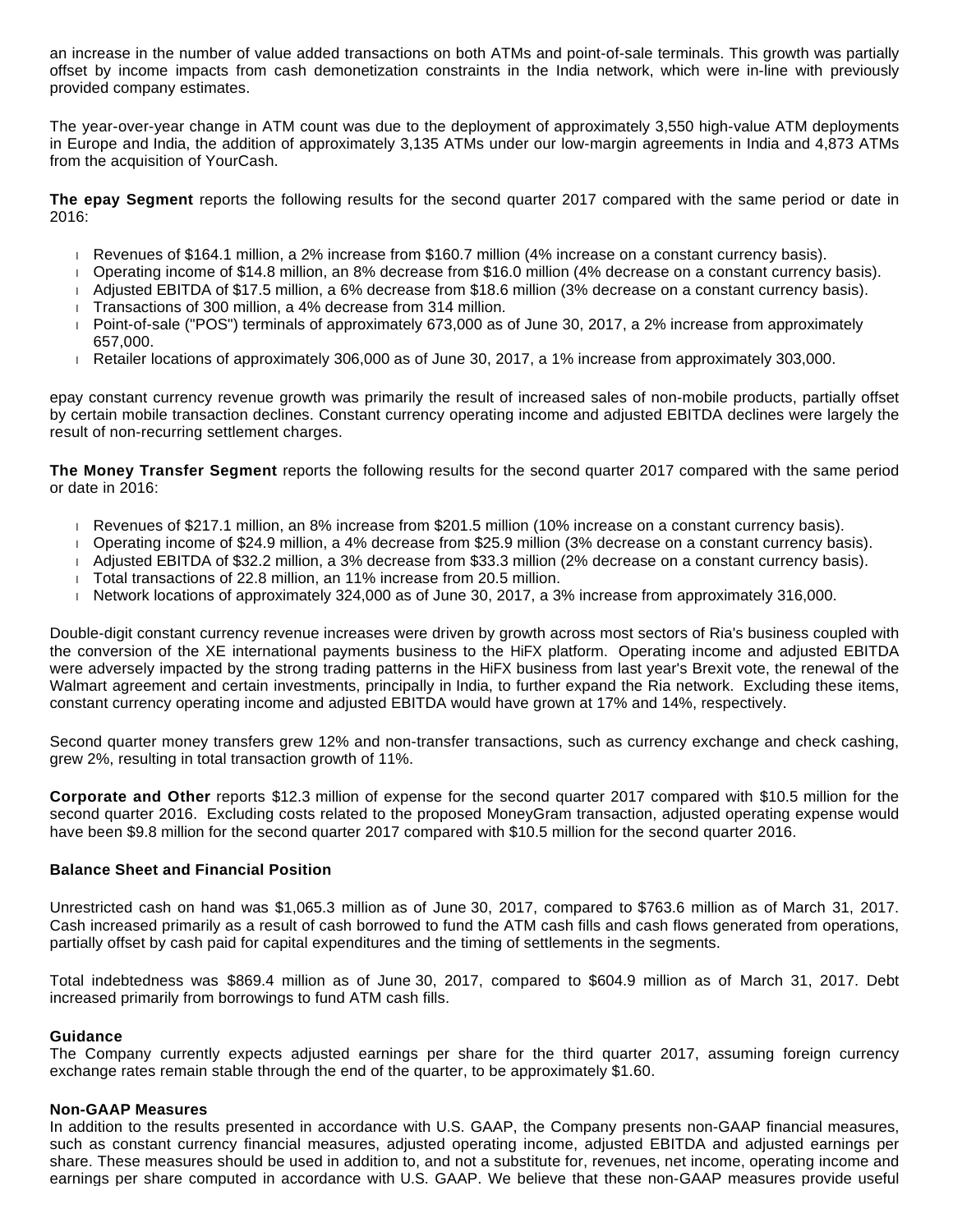an increase in the number of value added transactions on both ATMs and point-of-sale terminals. This growth was partially offset by income impacts from cash demonetization constraints in the India network, which were in-line with previously provided company estimates.

The year-over-year change in ATM count was due to the deployment of approximately 3,550 high-value ATM deployments in Europe and India, the addition of approximately 3,135 ATMs under our low-margin agreements in India and 4,873 ATMs from the acquisition of YourCash.

**The epay Segment** reports the following results for the second quarter 2017 compared with the same period or date in 2016:

- Revenues of $164.1 million, a 2% increase from $160.7 million (4% increase on a constant currency basis).
- Operating income of $14.8 million, an 8% decrease from $16.0 million (4% decrease on a constant currency basis).
- Adjusted EBITDA of $17.5 million, a 6% decrease from $18.6 million (3% decrease on a constant currency basis).
- Transactions of 300 million, a 4% decrease from 314 million.
- Point-of-sale ("POS") terminals of approximately 673,000 as of June 30, 2017, a 2% increase from approximately 657,000.
- Retailer locations of approximately 306,000 as of June 30, 2017, a 1% increase from approximately 303,000.

epay constant currency revenue growth was primarily the result of increased sales of non-mobile products, partially offset by certain mobile transaction declines. Constant currency operating income and adjusted EBITDA declines were largely the result of non-recurring settlement charges.

**The Money Transfer Segment** reports the following results for the second quarter 2017 compared with the same period or date in 2016:

- Revenues of $217.1 million, an 8% increase from $201.5 million (10% increase on a constant currency basis).
- Operating income of $24.9 million, a 4% decrease from $25.9 million (3% decrease on a constant currency basis).
- Adjusted EBITDA of $32.2 million, a 3% decrease from $33.3 million (2% decrease on a constant currency basis).
- Total transactions of 22.8 million, an 11% increase from 20.5 million.
- Network locations of approximately 324,000 as of June 30, 2017, a 3% increase from approximately 316,000.

Double-digit constant currency revenue increases were driven by growth across most sectors of Ria's business coupled with the conversion of the XE international payments business to the HiFX platform. Operating income and adjusted EBITDA were adversely impacted by the strong trading patterns in the HiFX business from last year's Brexit vote, the renewal of the Walmart agreement and certain investments, principally in India, to further expand the Ria network. Excluding these items, constant currency operating income and adjusted EBITDA would have grown at 17% and 14%, respectively.

Second quarter money transfers grew 12% and non-transfer transactions, such as currency exchange and check cashing, grew 2%, resulting in total transaction growth of 11%.

**Corporate and Other** reports $12.3 million of expense for the second quarter 2017 compared with $10.5 million for the second quarter 2016. Excluding costs related to the proposed MoneyGram transaction, adjusted operating expense would have been $9.8 million for the second quarter 2017 compared with $10.5 million for the second quarter 2016.

**Balance Sheet and Financial Position**

Unrestricted cash on hand was $1,065.3 million as of June 30, 2017, compared to $763.6 million as of March 31, 2017. Cash increased primarily as a result of cash borrowed to fund the ATM cash fills and cash flows generated from operations, partially offset by cash paid for capital expenditures and the timing of settlements in the segments.

Total indebtedness was $869.4 million as of June 30, 2017, compared to $604.9 million as of March 31, 2017. Debt increased primarily from borrowings to fund ATM cash fills.

**Guidance**

The Company currently expects adjusted earnings per share for the third quarter 2017, assuming foreign currency exchange rates remain stable through the end of the quarter, to be approximately $1.60.

**Non-GAAP Measures**

In addition to the results presented in accordance with U.S. GAAP, the Company presents non-GAAP financial measures, such as constant currency financial measures, adjusted operating income, adjusted EBITDA and adjusted earnings per share. These measures should be used in addition to, and not a substitute for, revenues, net income, operating income and earnings per share computed in accordance with U.S. GAAP. We believe that these non-GAAP measures provide useful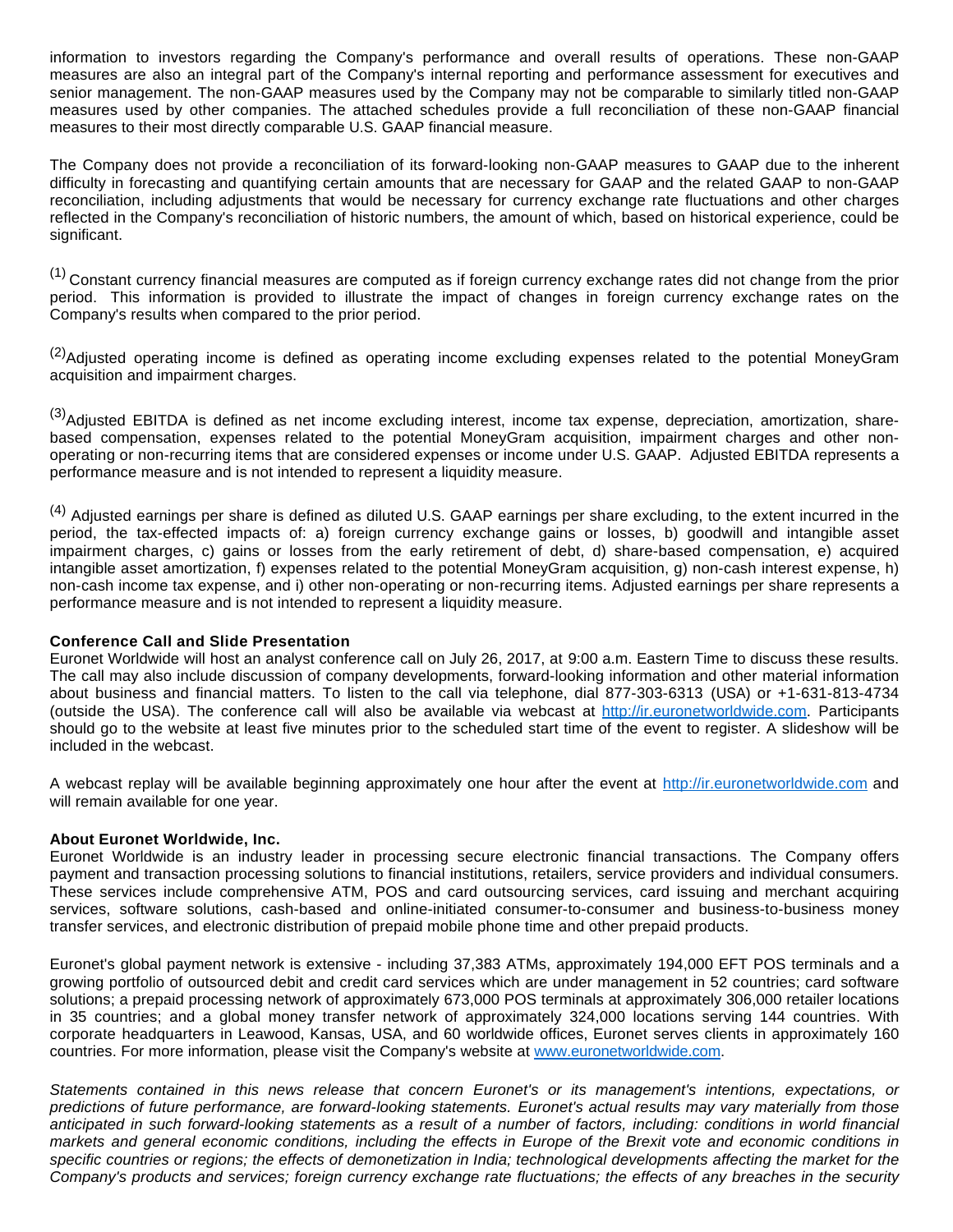information to investors regarding the Company's performance and overall results of operations. These non-GAAP measures are also an integral part of the Company's internal reporting and performance assessment for executives and senior management. The non-GAAP measures used by the Company may not be comparable to similarly titled non-GAAP measures used by other companies. The attached schedules provide a full reconciliation of these non-GAAP financial measures to their most directly comparable U.S. GAAP financial measure.

The Company does not provide a reconciliation of its forward-looking non-GAAP measures to GAAP due to the inherent difficulty in forecasting and quantifying certain amounts that are necessary for GAAP and the related GAAP to non-GAAP reconciliation, including adjustments that would be necessary for currency exchange rate fluctuations and other charges reflected in the Company's reconciliation of historic numbers, the amount of which, based on historical experience, could be significant.

(1) Constant currency financial measures are computed as if foreign currency exchange rates did not change from the prior period. This information is provided to illustrate the impact of changes in foreign currency exchange rates on the Company's results when compared to the prior period.

(2) Adjusted operating income is defined as operating income excluding expenses related to the potential MoneyGram acquisition and impairment charges.

(3) Adjusted EBITDA is defined as net income excluding interest, income tax expense, depreciation, amortization, share-based compensation, expenses related to the potential MoneyGram acquisition, impairment charges and other non-operating or non-recurring items that are considered expenses or income under U.S. GAAP. Adjusted EBITDA represents a performance measure and is not intended to represent a liquidity measure.

(4) Adjusted earnings per share is defined as diluted U.S. GAAP earnings per share excluding, to the extent incurred in the period, the tax-effected impacts of: a) foreign currency exchange gains or losses, b) goodwill and intangible asset impairment charges, c) gains or losses from the early retirement of debt, d) share-based compensation, e) acquired intangible asset amortization, f) expenses related to the potential MoneyGram acquisition, g) non-cash interest expense, h) non-cash income tax expense, and i) other non-operating or non-recurring items. Adjusted earnings per share represents a performance measure and is not intended to represent a liquidity measure.

**Conference Call and Slide Presentation**

Euronet Worldwide will host an analyst conference call on July 26, 2017, at 9:00 a.m. Eastern Time to discuss these results. The call may also include discussion of company developments, forward-looking information and other material information about business and financial matters. To listen to the call via telephone, dial 877-303-6313 (USA) or +1-631-813-4734 (outside the USA). The conference call will also be available via webcast at http://ir.euronetworldwide.com. Participants should go to the website at least five minutes prior to the scheduled start time of the event to register. A slideshow will be included in the webcast.

A webcast replay will be available beginning approximately one hour after the event at http://ir.euronetworldwide.com and will remain available for one year.

**About Euronet Worldwide, Inc.**

Euronet Worldwide is an industry leader in processing secure electronic financial transactions. The Company offers payment and transaction processing solutions to financial institutions, retailers, service providers and individual consumers. These services include comprehensive ATM, POS and card outsourcing services, card issuing and merchant acquiring services, software solutions, cash-based and online-initiated consumer-to-consumer and business-to-business money transfer services, and electronic distribution of prepaid mobile phone time and other prepaid products.

Euronet's global payment network is extensive - including 37,383 ATMs, approximately 194,000 EFT POS terminals and a growing portfolio of outsourced debit and credit card services which are under management in 52 countries; card software solutions; a prepaid processing network of approximately 673,000 POS terminals at approximately 306,000 retailer locations in 35 countries; and a global money transfer network of approximately 324,000 locations serving 144 countries. With corporate headquarters in Leawood, Kansas, USA, and 60 worldwide offices, Euronet serves clients in approximately 160 countries. For more information, please visit the Company's website at www.euronetworldwide.com.

*Statements contained in this news release that concern Euronet's or its management's intentions, expectations, or predictions of future performance, are forward-looking statements. Euronet's actual results may vary materially from those anticipated in such forward-looking statements as a result of a number of factors, including: conditions in world financial markets and general economic conditions, including the effects in Europe of the Brexit vote and economic conditions in specific countries or regions; the effects of demonetization in India; technological developments affecting the market for the Company's products and services; foreign currency exchange rate fluctuations; the effects of any breaches in the security*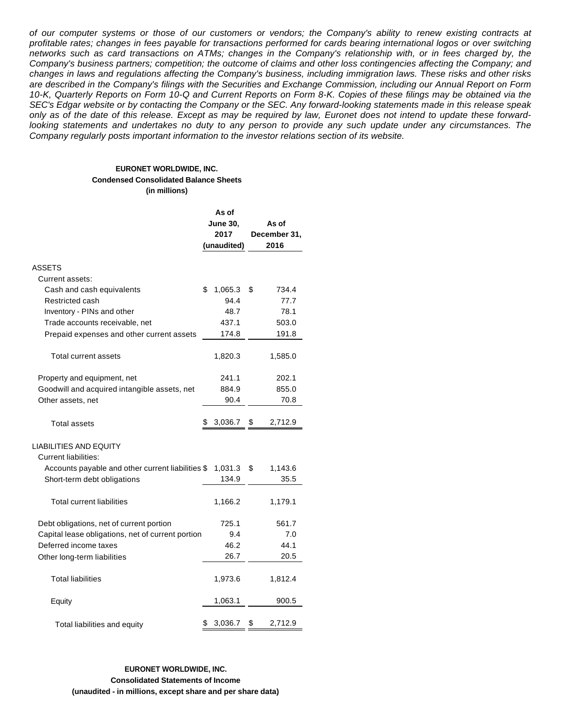*of our computer systems or those of our customers or vendors; the Company's ability to renew existing contracts at profitable rates; changes in fees payable for transactions performed for cards bearing international logos or over switching networks such as card transactions on ATMs; changes in the Company's relationship with, or in fees charged by, the Company's business partners; competition; the outcome of claims and other loss contingencies affecting the Company; and changes in laws and regulations affecting the Company's business, including immigration laws. These risks and other risks are described in the Company's filings with the Securities and Exchange Commission, including our Annual Report on Form 10-K, Quarterly Reports on Form 10-Q and Current Reports on Form 8-K. Copies of these filings may be obtained via the SEC's Edgar website or by contacting the Company or the SEC. Any forward-looking statements made in this release speak only as of the date of this release. Except as may be required by law, Euronet does not intend to update these forward-looking statements and undertakes no duty to any person to provide any such update under any circumstances. The Company regularly posts important information to the investor relations section of its website.*

**EURONET WORLDWIDE, INC.**
**Condensed Consolidated Balance Sheets**
**(in millions)**

| | As of June 30, 2017 (unaudited) | As of December 31, 2016 |
|---|---|---|
| ASSETS | | |
| Current assets: | | |
| Cash and cash equivalents | $ 1,065.3 | $ 734.4 |
| Restricted cash | 94.4 | 77.7 |
| Inventory - PINs and other | 48.7 | 78.1 |
| Trade accounts receivable, net | 437.1 | 503.0 |
| Prepaid expenses and other current assets | 174.8 | 191.8 |
| Total current assets | 1,820.3 | 1,585.0 |
| Property and equipment, net | 241.1 | 202.1 |
| Goodwill and acquired intangible assets, net | 884.9 | 855.0 |
| Other assets, net | 90.4 | 70.8 |
| Total assets | $ 3,036.7 | $ 2,712.9 |
| LIABILITIES AND EQUITY | | |
| Current liabilities: | | |
| Accounts payable and other current liabilities | $ 1,031.3 | $ 1,143.6 |
| Short-term debt obligations | 134.9 | 35.5 |
| Total current liabilities | 1,166.2 | 1,179.1 |
| Debt obligations, net of current portion | 725.1 | 561.7 |
| Capital lease obligations, net of current portion | 9.4 | 7.0 |
| Deferred income taxes | 46.2 | 44.1 |
| Other long-term liabilities | 26.7 | 20.5 |
| Total liabilities | 1,973.6 | 1,812.4 |
| Equity | 1,063.1 | 900.5 |
| Total liabilities and equity | $ 3,036.7 | $ 2,712.9 |

**EURONET WORLDWIDE, INC.**
**Consolidated Statements of Income**
**(unaudited - in millions, except share and per share data)**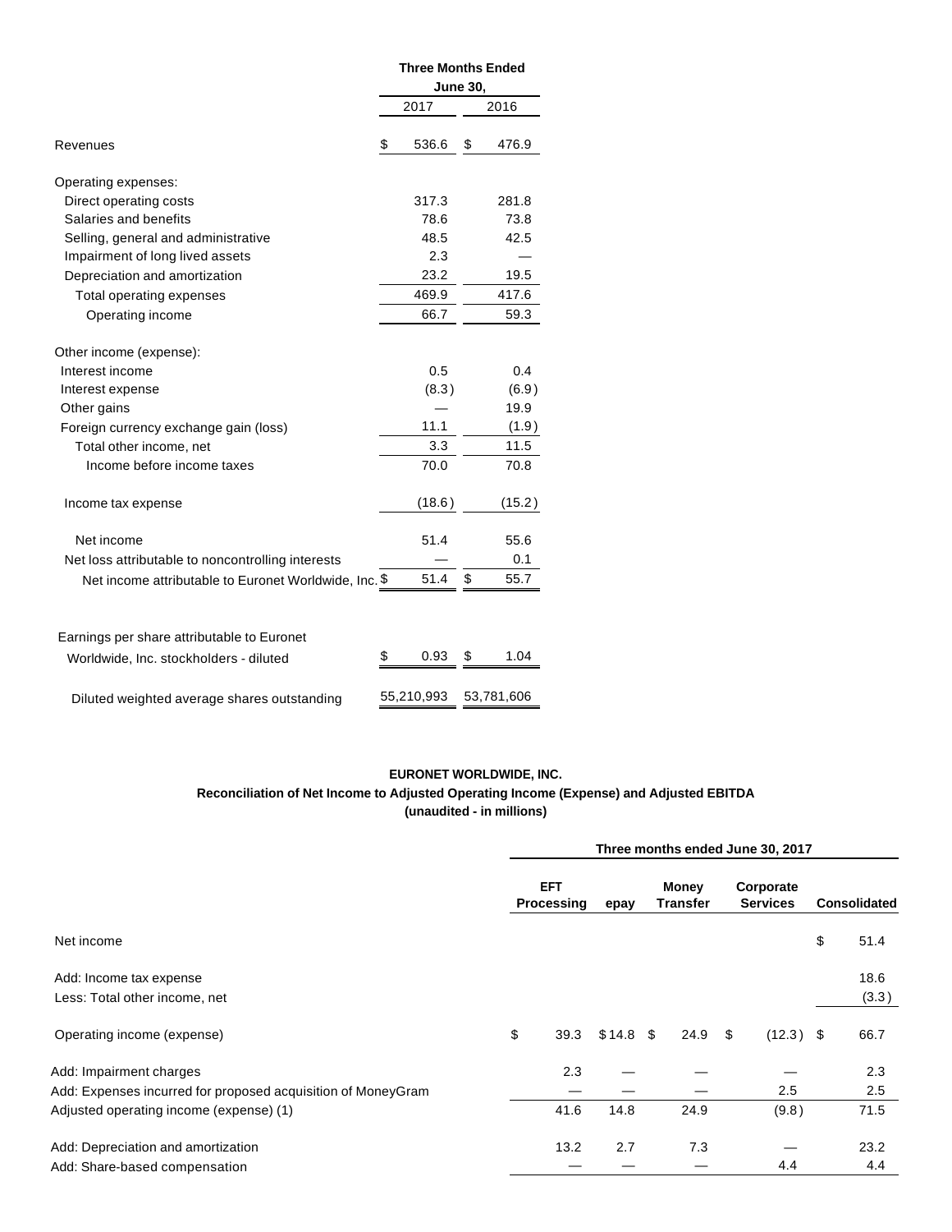| | Three Months Ended June 30, | |
|---|---|---|
| | 2017 | 2016 |
| Revenues | $ 536.6 | $ 476.9 |
| Operating expenses: | | |
| Direct operating costs | 317.3 | 281.8 |
| Salaries and benefits | 78.6 | 73.8 |
| Selling, general and administrative | 48.5 | 42.5 |
| Impairment of long lived assets | 2.3 | — |
| Depreciation and amortization | 23.2 | 19.5 |
| Total operating expenses | 469.9 | 417.6 |
| Operating income | 66.7 | 59.3 |
| Other income (expense): | | |
| Interest income | 0.5 | 0.4 |
| Interest expense | (8.3) | (6.9) |
| Other gains | — | 19.9 |
| Foreign currency exchange gain (loss) | 11.1 | (1.9) |
| Total other income, net | 3.3 | 11.5 |
| Income before income taxes | 70.0 | 70.8 |
| Income tax expense | (18.6) | (15.2) |
| Net income | 51.4 | 55.6 |
| Net loss attributable to noncontrolling interests | — | 0.1 |
| Net income attributable to Euronet Worldwide, Inc. | $ 51.4 | $ 55.7 |
| Earnings per share attributable to Euronet Worldwide, Inc. stockholders - diluted | $ 0.93 | $ 1.04 |
| Diluted weighted average shares outstanding | 55,210,993 | 53,781,606 |

**EURONET WORLDWIDE, INC.**
**Reconciliation of Net Income to Adjusted Operating Income (Expense) and Adjusted EBITDA**
**(unaudited - in millions)**

| | Three months ended June 30, 2017 | | | | |
|---|---|---|---|---|---|
| | EFT Processing | epay | Money Transfer | Corporate Services | Consolidated |
| Net income | | | | | $ 51.4 |
| Add: Income tax expense | | | | | 18.6 |
| Less: Total other income, net | | | | | (3.3) |
| Operating income (expense) | $ 39.3 | $ 14.8 | $ 24.9 | $ (12.3) | $ 66.7 |
| Add: Impairment charges | 2.3 | — | — | — | 2.3 |
| Add: Expenses incurred for proposed acquisition of MoneyGram | — | — | — | 2.5 | 2.5 |
| Adjusted operating income (expense) (1) | 41.6 | 14.8 | 24.9 | (9.8) | 71.5 |
| Add: Depreciation and amortization | 13.2 | 2.7 | 7.3 | — | 23.2 |
| Add: Share-based compensation | — | — | — | 4.4 | 4.4 |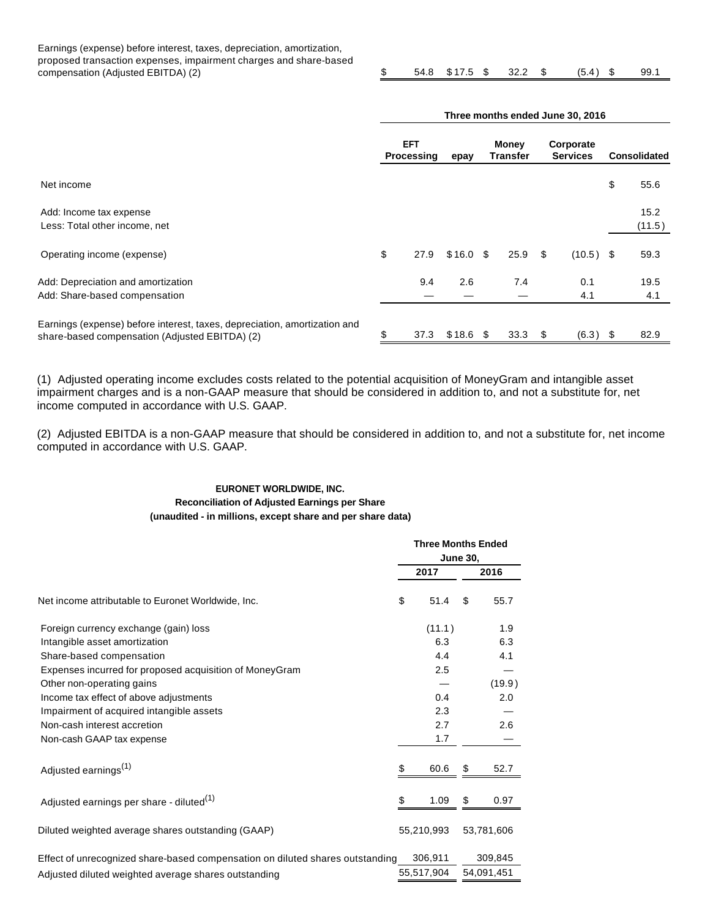| | EFT Processing | epay | Money Transfer | Corporate Services | Consolidated |
|---|---|---|---|---|---|
| Earnings (expense) before interest, taxes, depreciation, amortization, proposed transaction expenses, impairment charges and share-based compensation (Adjusted EBITDA) (2) | $ 54.8 | $ 17.5 | $ 32.2 | $ (5.4) | $ 99.1 |

| | Three months ended June 30, 2016 | | | | |
|---|---|---|---|---|---|
| | EFT Processing | epay | Money Transfer | Corporate Services | Consolidated |
| Net income | | | | | $ 55.6 |
| Add: Income tax expense | | | | | 15.2 |
| Less: Total other income, net | | | | | (11.5) |
| Operating income (expense) | $ 27.9 | $ 16.0 | $ 25.9 | $ (10.5) | $ 59.3 |
| Add: Depreciation and amortization | 9.4 | 2.6 | 7.4 | 0.1 | 19.5 |
| Add: Share-based compensation | — | — | — | 4.1 | 4.1 |
| Earnings (expense) before interest, taxes, depreciation, amortization and share-based compensation (Adjusted EBITDA) (2) | $ 37.3 | $ 18.6 | $ 33.3 | $ (6.3) | $ 82.9 |

(1) Adjusted operating income excludes costs related to the potential acquisition of MoneyGram and intangible asset impairment charges and is a non-GAAP measure that should be considered in addition to, and not a substitute for, net income computed in accordance with U.S. GAAP.

(2) Adjusted EBITDA is a non-GAAP measure that should be considered in addition to, and not a substitute for, net income computed in accordance with U.S. GAAP.

**EURONET WORLDWIDE, INC.**
**Reconciliation of Adjusted Earnings per Share**
**(unaudited - in millions, except share and per share data)**

| | Three Months Ended June 30, | |
|---|---|---|
| | 2017 | 2016 |
| Net income attributable to Euronet Worldwide, Inc. | $ 51.4 | $ 55.7 |
| Foreign currency exchange (gain) loss | (11.1) | 1.9 |
| Intangible asset amortization | 6.3 | 6.3 |
| Share-based compensation | 4.4 | 4.1 |
| Expenses incurred for proposed acquisition of MoneyGram | 2.5 | — |
| Other non-operating gains | — | (19.9) |
| Income tax effect of above adjustments | 0.4 | 2.0 |
| Impairment of acquired intangible assets | 2.3 | — |
| Non-cash interest accretion | 2.7 | 2.6 |
| Non-cash GAAP tax expense | 1.7 | — |
| Adjusted earnings[(1)] | $ 60.6 | $ 52.7 |
| Adjusted earnings per share - diluted[(1)] | $ 1.09 | $ 0.97 |
| Diluted weighted average shares outstanding (GAAP) | 55,210,993 | 53,781,606 |
| Effect of unrecognized share-based compensation on diluted shares outstanding | 306,911 | 309,845 |
| Adjusted diluted weighted average shares outstanding | 55,517,904 | 54,091,451 |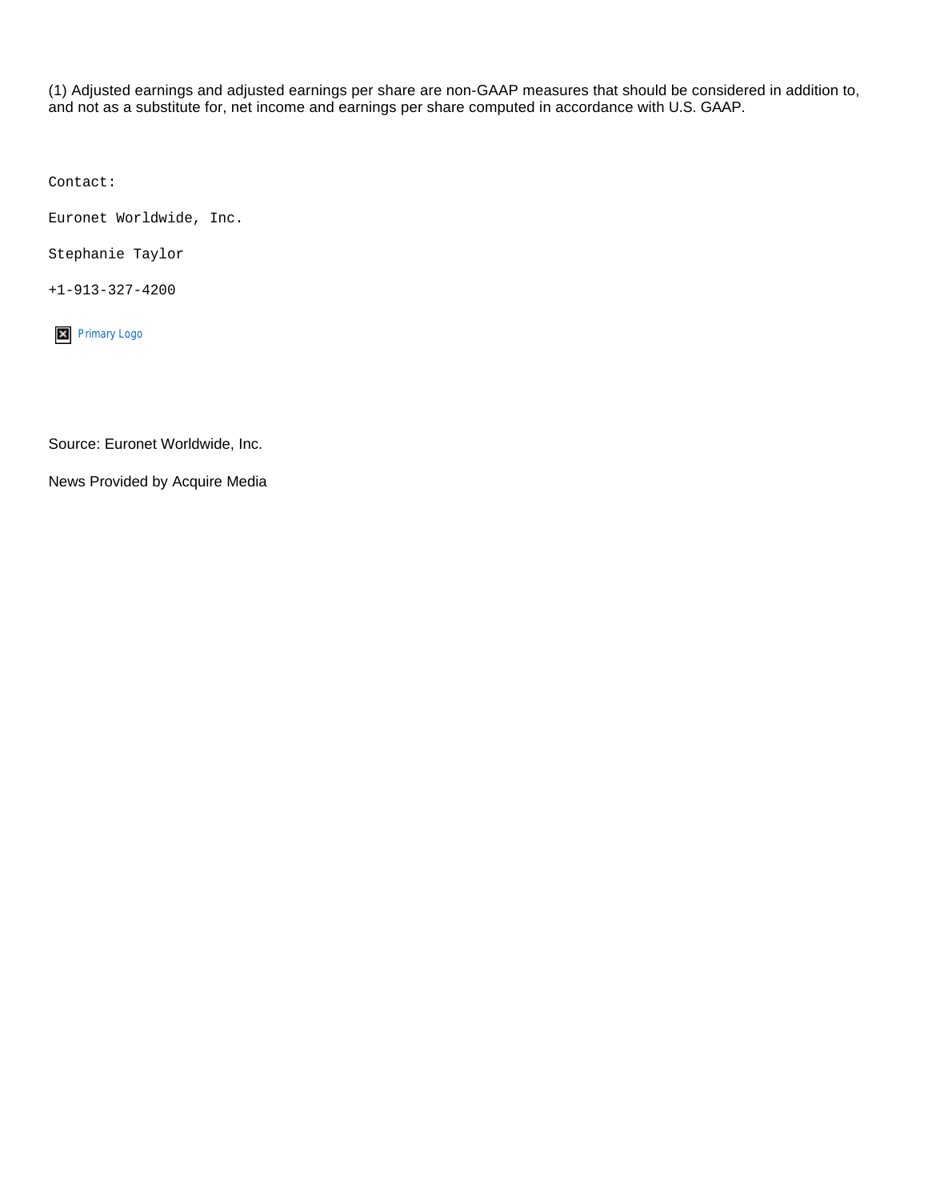(1) Adjusted earnings and adjusted earnings per share are non-GAAP measures that should be considered in addition to, and not as a substitute for, net income and earnings per share computed in accordance with U.S. GAAP.

Contact:

Euronet Worldwide, Inc.

Stephanie Taylor

+1-913-327-4200

Primary Logo

Source: Euronet Worldwide, Inc.

News Provided by Acquire Media